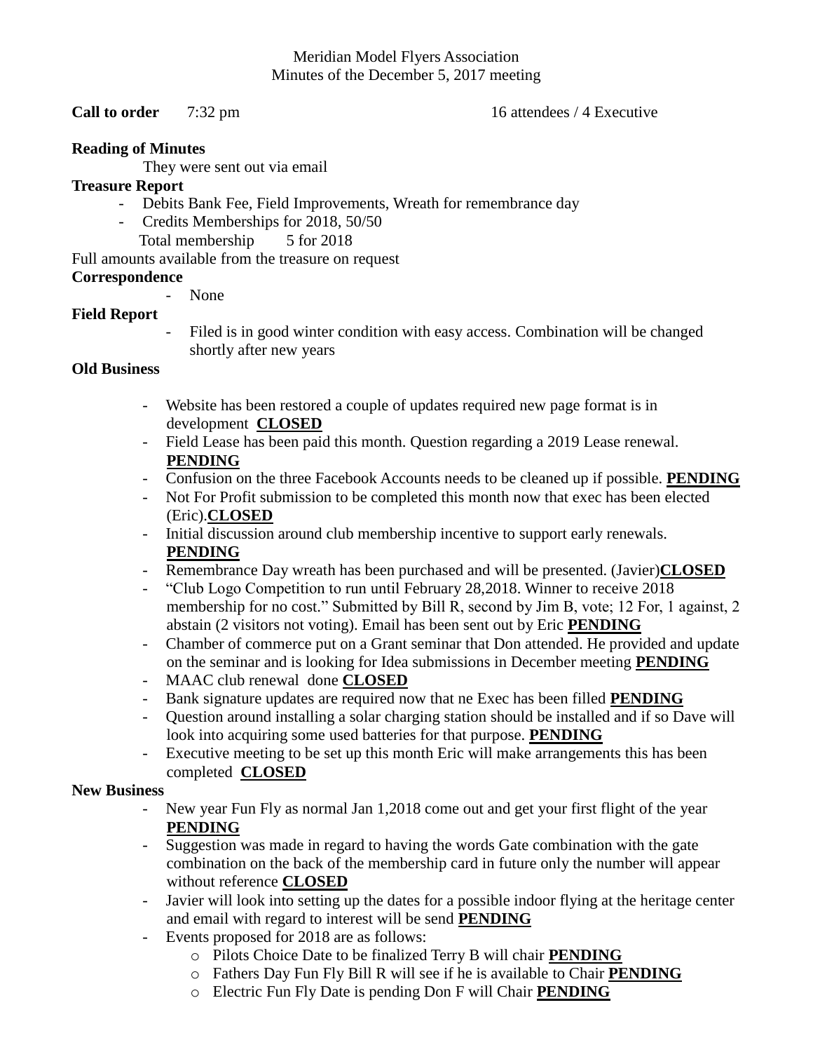Meridian Model Flyers Association
Minutes of the December 5, 2017 meeting

**Call to order** 7:32 pm 16 attendees / 4 Executive

**Reading of Minutes**

They were sent out via email

**Treasure Report**

- Debits Bank Fee, Field Improvements, Wreath for remembrance day
- Credits Memberships for 2018, 50/50

Total membership 5 for 2018

Full amounts available from the treasure on request

**Correspondence**

- None

**Field Report**

- Filed is in good winter condition with easy access. Combination will be changed shortly after new years

**Old Business**

- Website has been restored a couple of updates required new page format is in development **CLOSED**
- Field Lease has been paid this month. Question regarding a 2019 Lease renewal. **PENDING**
- Confusion on the three Facebook Accounts needs to be cleaned up if possible. **PENDING**
- Not For Profit submission to be completed this month now that exec has been elected (Eric).**CLOSED**
- Initial discussion around club membership incentive to support early renewals. **PENDING**
- Remembrance Day wreath has been purchased and will be presented. (Javier)**CLOSED**
- "Club Logo Competition to run until February 28,2018. Winner to receive 2018 membership for no cost." Submitted by Bill R, second by Jim B, vote; 12 For, 1 against, 2 abstain (2 visitors not voting). Email has been sent out by Eric **PENDING**
- Chamber of commerce put on a Grant seminar that Don attended. He provided and update on the seminar and is looking for Idea submissions in December meeting **PENDING**
- MAAC club renewal done **CLOSED**
- Bank signature updates are required now that ne Exec has been filled **PENDING**
- Question around installing a solar charging station should be installed and if so Dave will look into acquiring some used batteries for that purpose. **PENDING**
- Executive meeting to be set up this month Eric will make arrangements this has been completed **CLOSED**

**New Business**

- New year Fun Fly as normal Jan 1,2018 come out and get your first flight of the year **PENDING**
- Suggestion was made in regard to having the words Gate combination with the gate combination on the back of the membership card in future only the number will appear without reference **CLOSED**
- Javier will look into setting up the dates for a possible indoor flying at the heritage center and email with regard to interest will be send **PENDING**
- Events proposed for 2018 are as follows:
  - Pilots Choice Date to be finalized Terry B will chair **PENDING**
  - Fathers Day Fun Fly Bill R will see if he is available to Chair **PENDING**
  - Electric Fun Fly Date is pending Don F will Chair **PENDING**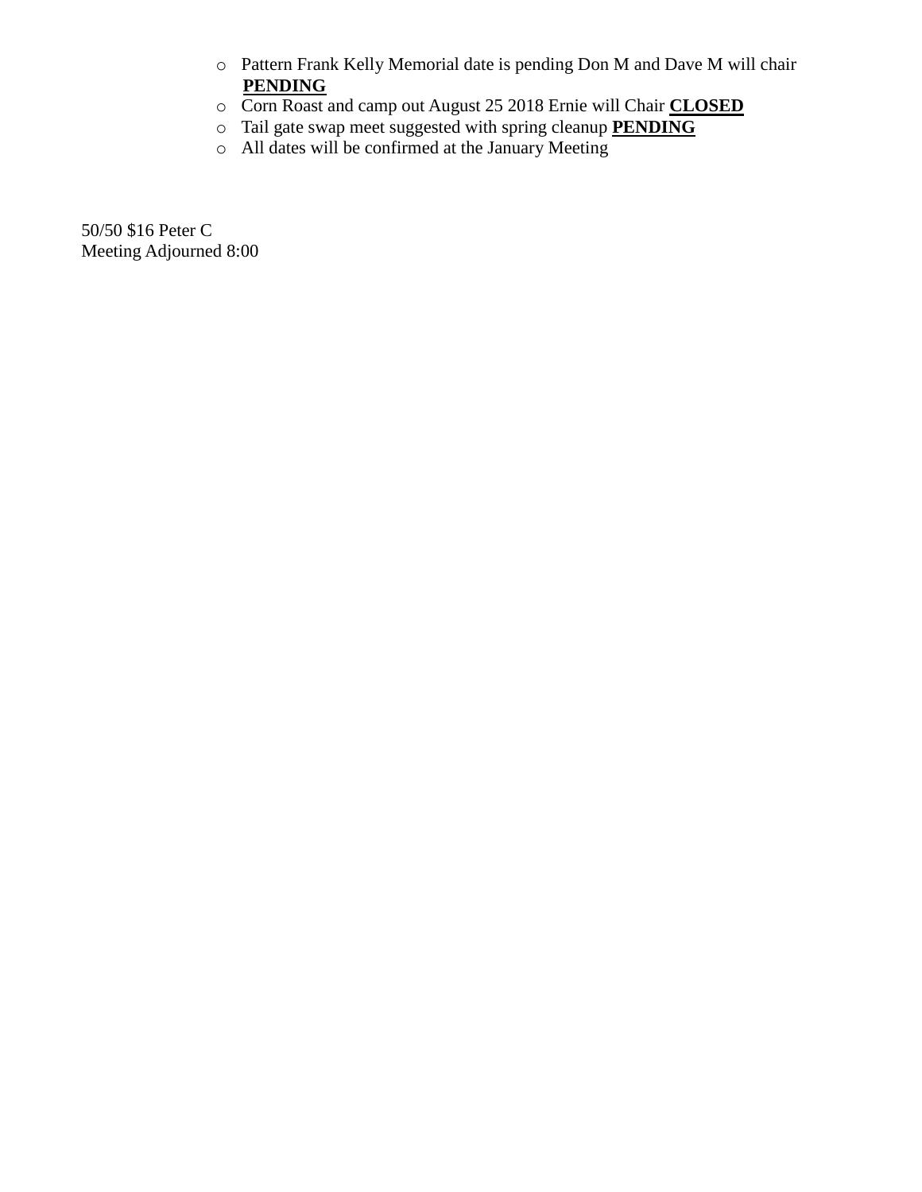- Pattern Frank Kelly Memorial date is pending Don M and Dave M will chair **PENDING**
- Corn Roast and camp out August 25 2018 Ernie will Chair **CLOSED**
- Tail gate swap meet suggested with spring cleanup **PENDING**
- All dates will be confirmed at the January Meeting

50/50 $16 Peter C
Meeting Adjourned 8:00